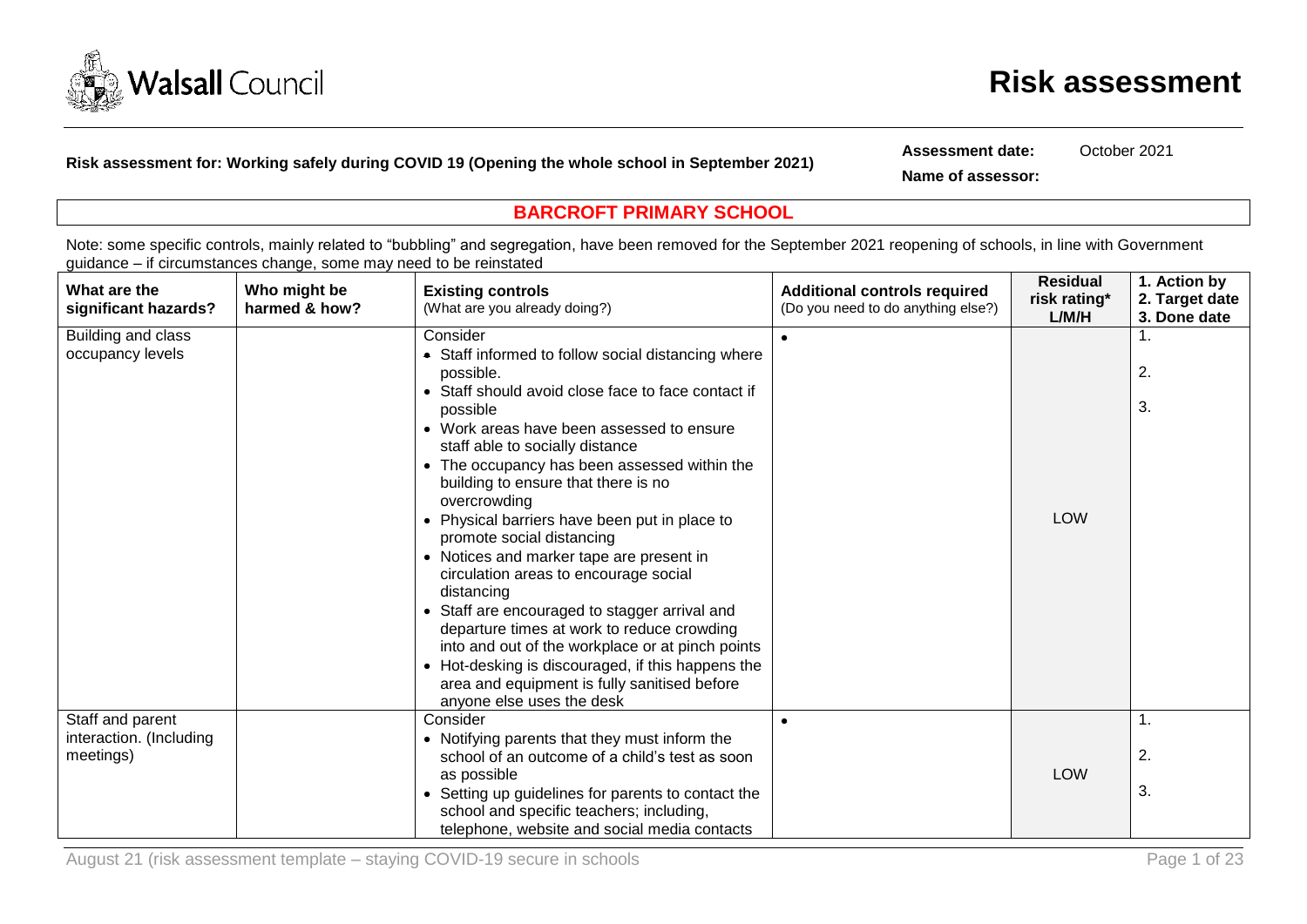# Risk assessment

**Risk assessment for: Working safely during COVID 19 (Opening the whole school in September 2021)**

**Assessment date:** October 2021

**Name of assessor:**

## BARCROFT PRIMARY SCHOOL

Note: some specific controls, mainly related to "bubbling" and segregation, have been removed for the September 2021 reopening of schools, in line with Government guidance – if circumstances change, some may need to be reinstated

| What are the significant hazards? | Who might be harmed & how? | Existing controls (What are you already doing?) | Additional controls required (Do you need to do anything else?) | Residual risk rating* L/M/H | 1. Action by 2. Target date 3. Done date |
|---|---|---|---|---|---|
| Building and class occupancy levels | | Consider<br>• Staff informed to follow social distancing where possible.<br>• Staff should avoid close face to face contact if possible<br>• Work areas have been assessed to ensure staff able to socially distance<br>• The occupancy has been assessed within the building to ensure that there is no overcrowding<br>• Physical barriers have been put in place to promote social distancing<br>• Notices and marker tape are present in circulation areas to encourage social distancing<br>• Staff are encouraged to stagger arrival and departure times at work to reduce crowding into and out of the workplace or at pinch points<br>• Hot-desking is discouraged, if this happens the area and equipment is fully sanitised before anyone else uses the desk | • | LOW | 1.<br>2.<br>3. |
| Staff and parent interaction. (Including meetings) | | Consider<br>• Notifying parents that they must inform the school of an outcome of a child's test as soon as possible<br>• Setting up guidelines for parents to contact the school and specific teachers; including, telephone, website and social media contacts | • | LOW | 1.<br>2.<br>3. |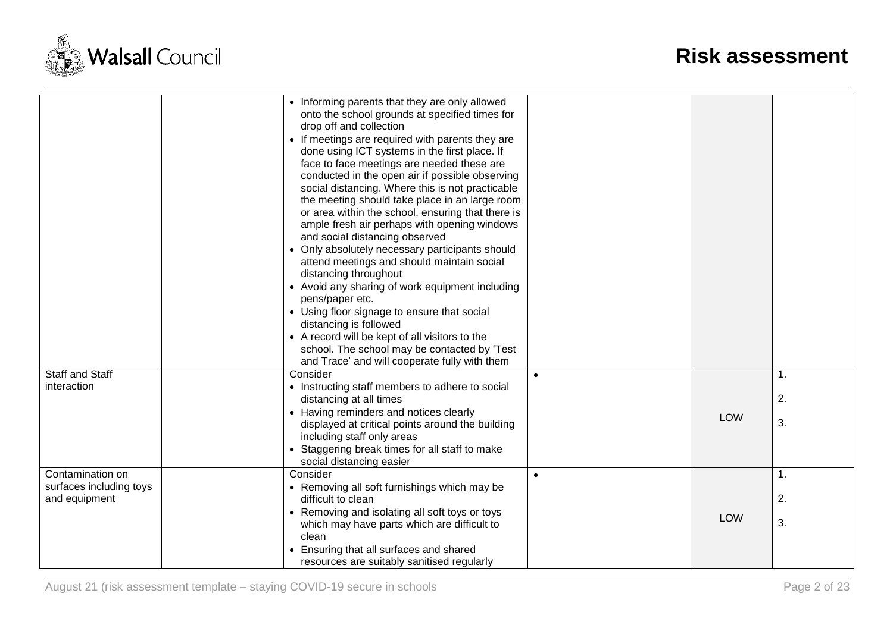| | | | | | |
|---|---|---|---|---|---|
| | | • Informing parents that they are only allowed onto the school grounds at specified times for drop off and collection<br>• If meetings are required with parents they are done using ICT systems in the first place. If face to face meetings are needed these are conducted in the open air if possible observing social distancing. Where this is not practicable the meeting should take place in an large room or area within the school, ensuring that there is ample fresh air perhaps with opening windows and social distancing observed<br>• Only absolutely necessary participants should attend meetings and should maintain social distancing throughout<br>• Avoid any sharing of work equipment including pens/paper etc.<br>• Using floor signage to ensure that social distancing is followed<br>• A record will be kept of all visitors to the school. The school may be contacted by 'Test and Trace' and will cooperate fully with them | | | |
| Staff and Staff interaction | | Consider<br>• Instructing staff members to adhere to social distancing at all times<br>• Having reminders and notices clearly displayed at critical points around the building including staff only areas<br>• Staggering break times for all staff to make social distancing easier | • | LOW | 1.<br>2.<br>3. |
| Contamination on surfaces including toys and equipment | | Consider<br>• Removing all soft furnishings which may be difficult to clean<br>• Removing and isolating all soft toys or toys which may have parts which are difficult to clean<br>• Ensuring that all surfaces and shared resources are suitably sanitised regularly | • | LOW | 1.<br>2.<br>3. |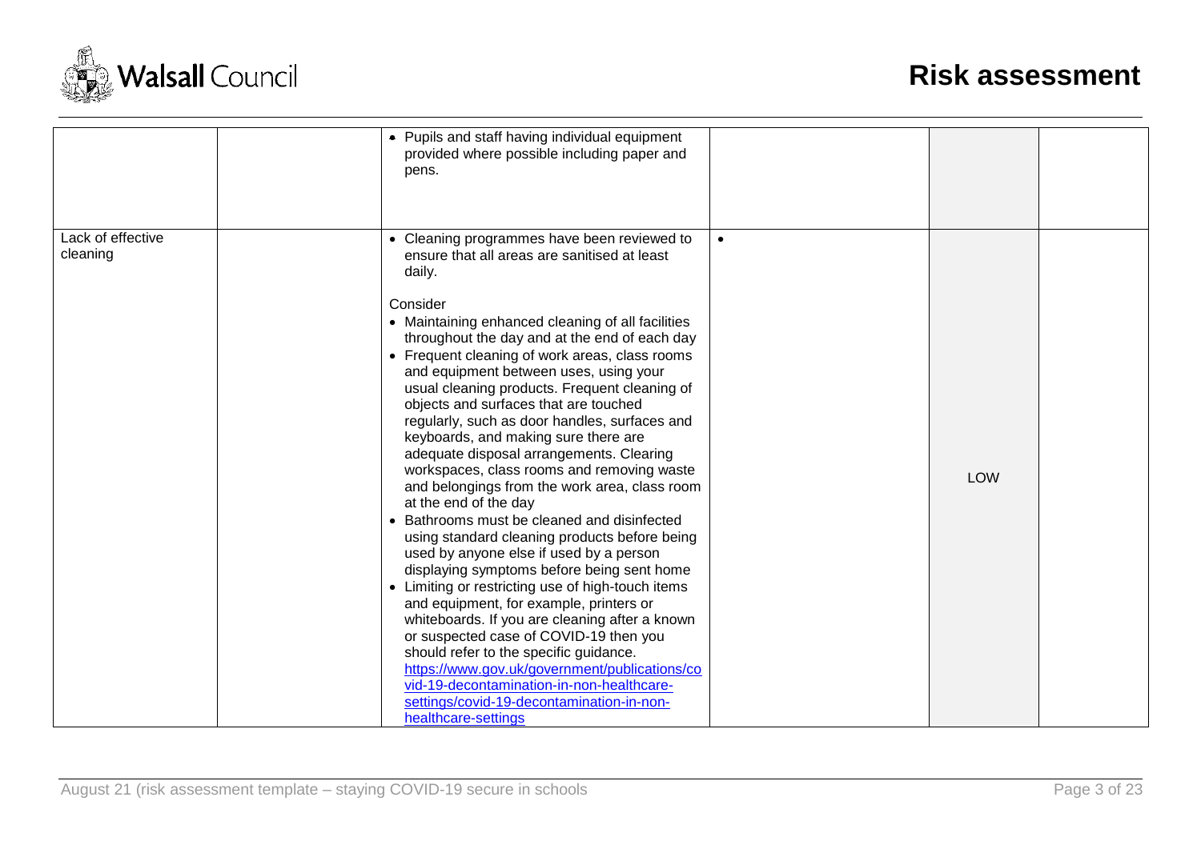| | | | | | |
|---|---|---|---|---|---|
| | | • Pupils and staff having individual equipment provided where possible including paper and pens. | | | |
| Lack of effective cleaning | | • Cleaning programmes have been reviewed to ensure that all areas are sanitised at least daily.<br><br>Consider<br>• Maintaining enhanced cleaning of all facilities throughout the day and at the end of each day<br>• Frequent cleaning of work areas, class rooms and equipment between uses, using your usual cleaning products. Frequent cleaning of objects and surfaces that are touched regularly, such as door handles, surfaces and keyboards, and making sure there are adequate disposal arrangements. Clearing workspaces, class rooms and removing waste and belongings from the work area, class room at the end of the day<br>• Bathrooms must be cleaned and disinfected using standard cleaning products before being used by anyone else if used by a person displaying symptoms before being sent home<br>• Limiting or restricting use of high-touch items and equipment, for example, printers or whiteboards. If you are cleaning after a known or suspected case of COVID-19 then you should refer to the specific guidance. [https://www.gov.uk/government/publications/covid-19-decontamination-in-non-healthcare-settings/covid-19-decontamination-in-non-healthcare-settings](https://www.gov.uk/government/publications/covid-19-decontamination-in-non-healthcare-settings/covid-19-decontamination-in-non-healthcare-settings) | • | LOW | |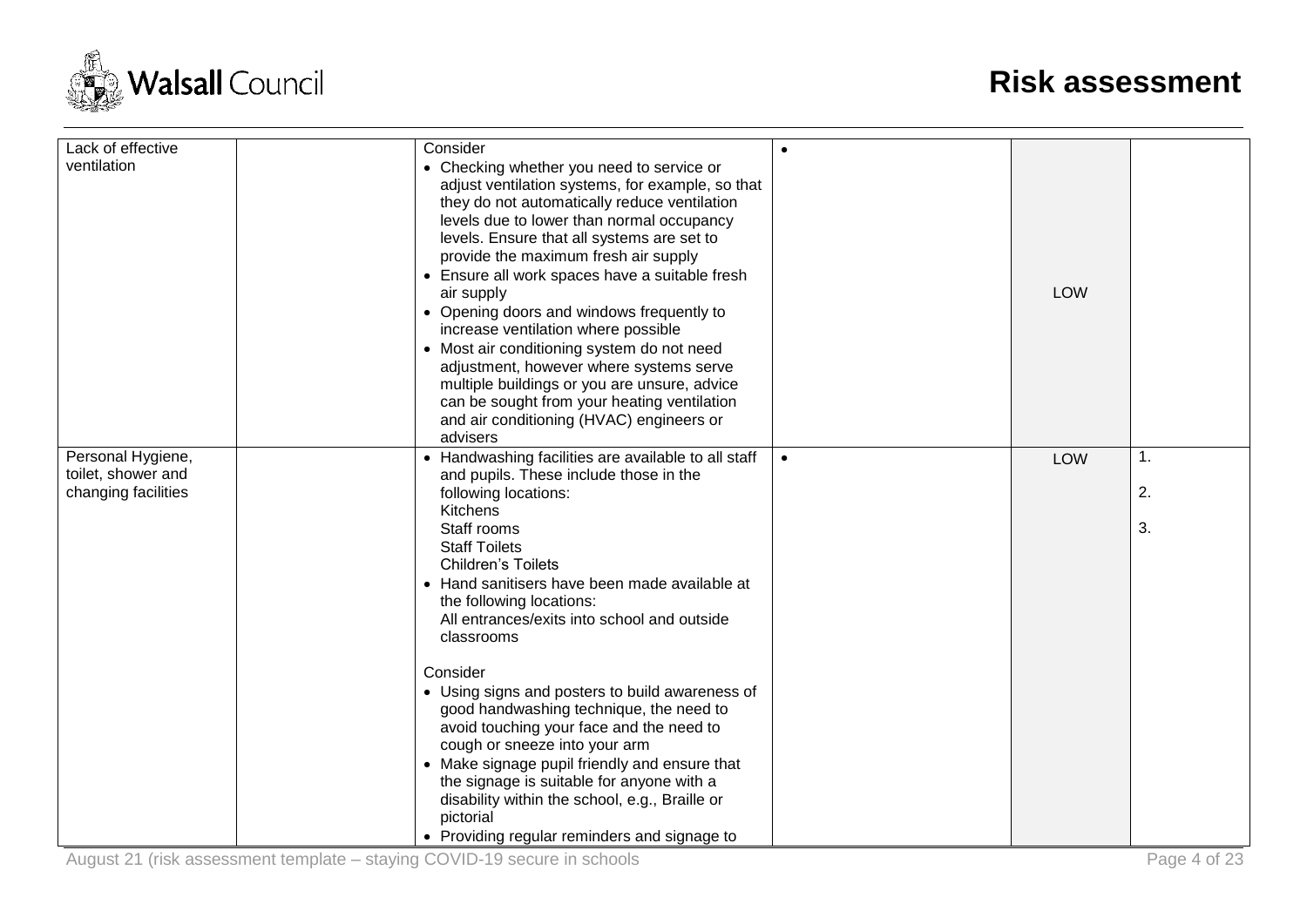| | | | | | |
|---|---|---|---|---|---|
| Lack of effective ventilation | | Consider<br>• Checking whether you need to service or adjust ventilation systems, for example, so that they do not automatically reduce ventilation levels due to lower than normal occupancy levels. Ensure that all systems are set to provide the maximum fresh air supply<br>• Ensure all work spaces have a suitable fresh air supply<br>• Opening doors and windows frequently to increase ventilation where possible<br>• Most air conditioning system do not need adjustment, however where systems serve multiple buildings or you are unsure, advice can be sought from your heating ventilation and air conditioning (HVAC) engineers or advisers | • | LOW | |
| Personal Hygiene, toilet, shower and changing facilities | | • Handwashing facilities are available to all staff and pupils. These include those in the following locations:<br>Kitchens<br>Staff rooms<br>Staff Toilets<br>Children's Toilets<br>• Hand sanitisers have been made available at the following locations:<br>All entrances/exits into school and outside classrooms<br><br>Consider<br>• Using signs and posters to build awareness of good handwashing technique, the need to avoid touching your face and the need to cough or sneeze into your arm<br>• Make signage pupil friendly and ensure that the signage is suitable for anyone with a disability within the school, e.g., Braille or pictorial<br>• Providing regular reminders and signage to | • | LOW | 1.<br><br>2.<br><br>3. |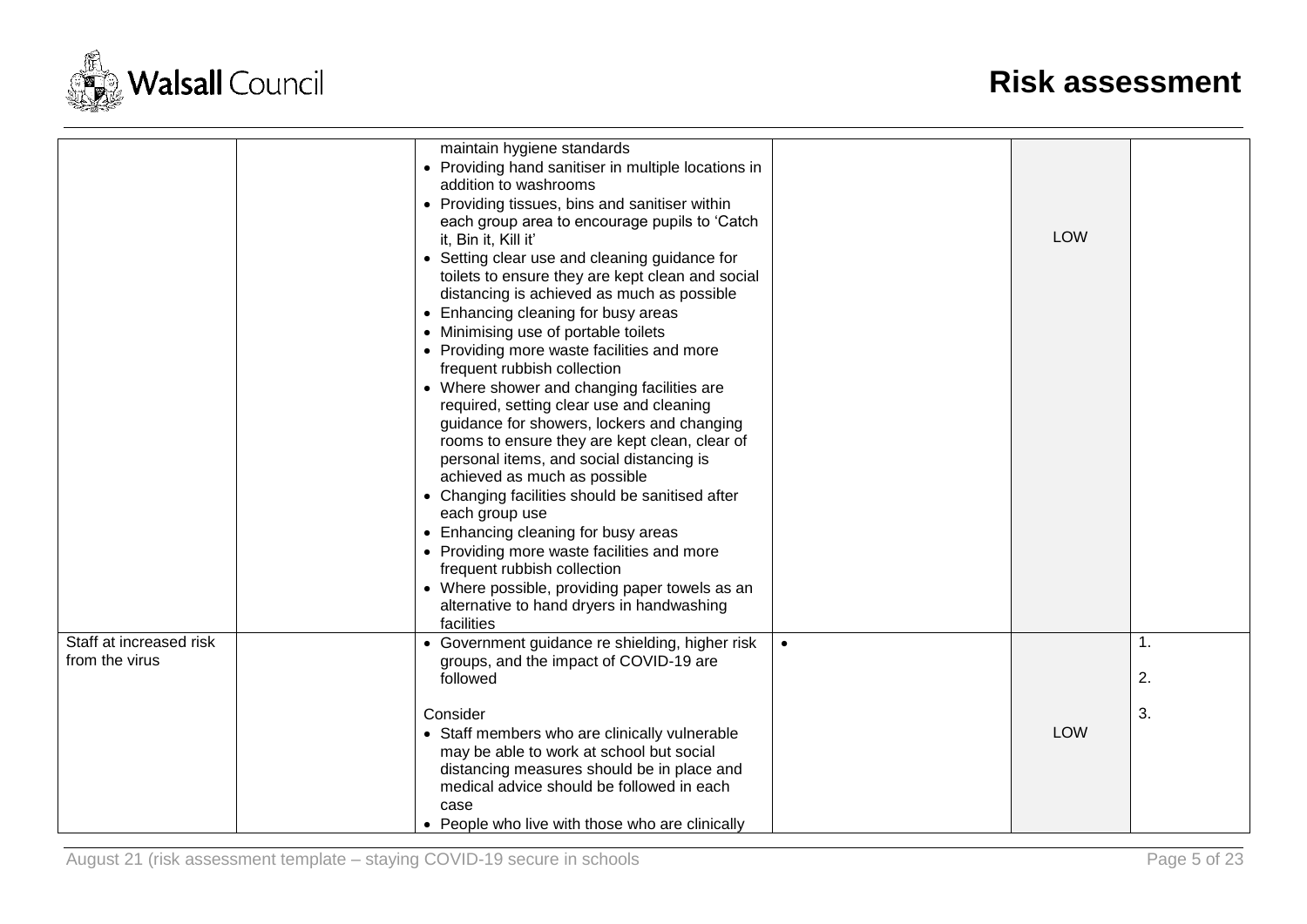| | | | | | |
|---|---|---|---|---|---|
| | | maintain hygiene standards<br>• Providing hand sanitiser in multiple locations in addition to washrooms<br>• Providing tissues, bins and sanitiser within each group area to encourage pupils to 'Catch it, Bin it, Kill it'<br>• Setting clear use and cleaning guidance for toilets to ensure they are kept clean and social distancing is achieved as much as possible<br>• Enhancing cleaning for busy areas<br>• Minimising use of portable toilets<br>• Providing more waste facilities and more frequent rubbish collection<br>• Where shower and changing facilities are required, setting clear use and cleaning guidance for showers, lockers and changing rooms to ensure they are kept clean, clear of personal items, and social distancing is achieved as much as possible<br>• Changing facilities should be sanitised after each group use<br>• Enhancing cleaning for busy areas<br>• Providing more waste facilities and more frequent rubbish collection<br>• Where possible, providing paper towels as an alternative to hand dryers in handwashing facilities | | LOW | |
| Staff at increased risk from the virus | | • Government guidance re shielding, higher risk groups, and the impact of COVID-19 are followed<br><br>Consider<br>• Staff members who are clinically vulnerable may be able to work at school but social distancing measures should be in place and medical advice should be followed in each case<br>• People who live with those who are clinically | • | LOW | 1.<br>2.<br>3. |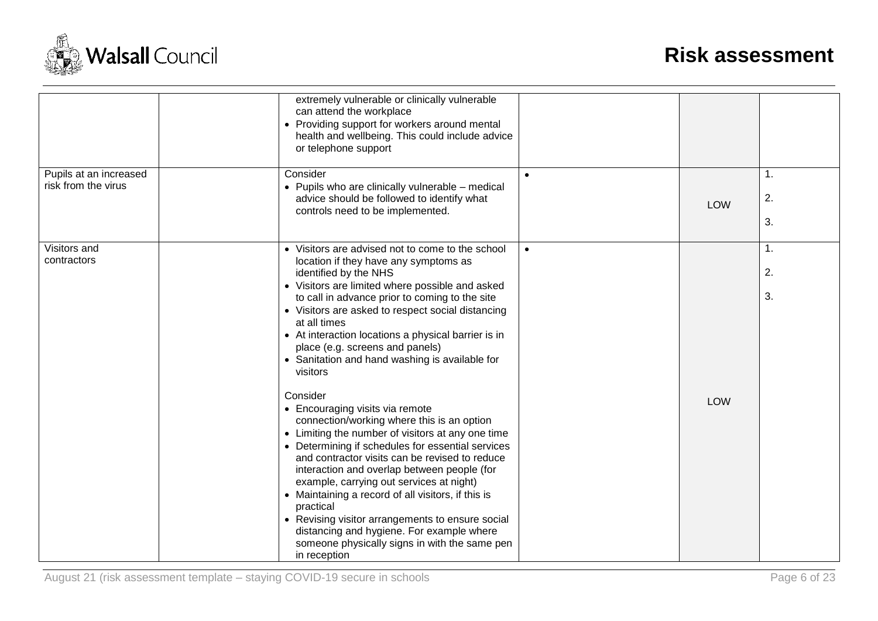| | | | | | |
|---|---|---|---|---|---|
| | | extremely vulnerable or clinically vulnerable can attend the workplace<br>• Providing support for workers around mental health and wellbeing. This could include advice or telephone support | | | |
| Pupils at an increased risk from the virus | | Consider<br>• Pupils who are clinically vulnerable – medical advice should be followed to identify what controls need to be implemented. | • | LOW | 1.<br>2.<br>3. |
| Visitors and contractors | | • Visitors are advised not to come to the school location if they have any symptoms as identified by the NHS<br>• Visitors are limited where possible and asked to call in advance prior to coming to the site<br>• Visitors are asked to respect social distancing at all times<br>• At interaction locations a physical barrier is in place (e.g. screens and panels)<br>• Sanitation and hand washing is available for visitors<br><br>Consider<br>• Encouraging visits via remote connection/working where this is an option<br>• Limiting the number of visitors at any one time<br>• Determining if schedules for essential services and contractor visits can be revised to reduce interaction and overlap between people (for example, carrying out services at night)<br>• Maintaining a record of all visitors, if this is practical<br>• Revising visitor arrangements to ensure social distancing and hygiene. For example where someone physically signs in with the same pen in reception | • | LOW | 1.<br>2.<br>3. |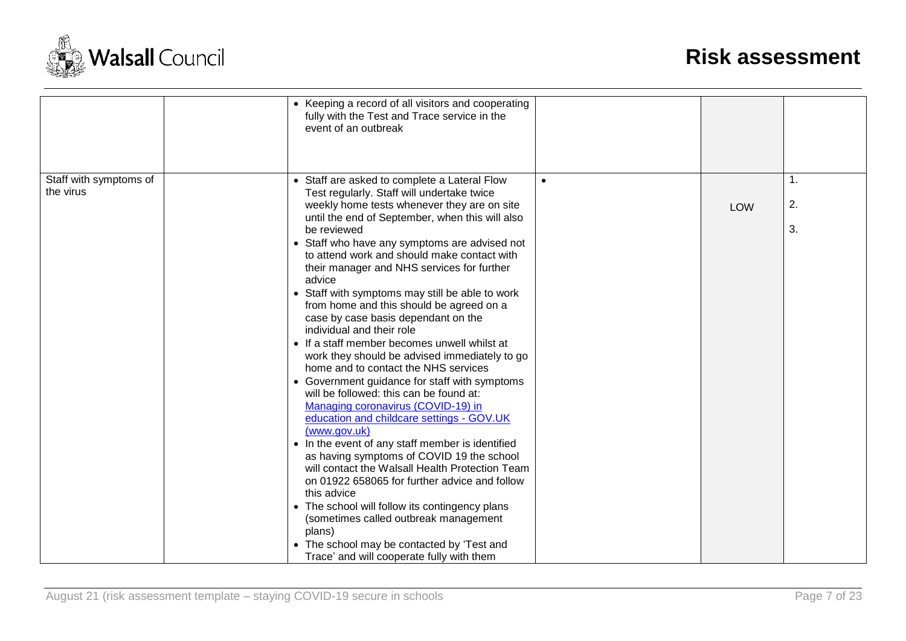| | | | | | |
|---|---|---|---|---|---|
| | | • Keeping a record of all visitors and cooperating fully with the Test and Trace service in the event of an outbreak | | | |
| Staff with symptoms of the virus | | • Staff are asked to complete a Lateral Flow Test regularly. Staff will undertake twice weekly home tests whenever they are on site until the end of September, when this will also be reviewed<br>• Staff who have any symptoms are advised not to attend work and should make contact with their manager and NHS services for further advice<br>• Staff with symptoms may still be able to work from home and this should be agreed on a case by case basis dependant on the individual and their role<br>• If a staff member becomes unwell whilst at work they should be advised immediately to go home and to contact the NHS services<br>• Government guidance for staff with symptoms will be followed: this can be found at: [Managing coronavirus (COVID-19) in education and childcare settings - GOV.UK (www.gov.uk)]()<br>• In the event of any staff member is identified as having symptoms of COVID 19 the school will contact the Walsall Health Protection Team on 01922 658065 for further advice and follow this advice<br>• The school will follow its contingency plans (sometimes called outbreak management plans)<br>• The school may be contacted by 'Test and Trace' and will cooperate fully with them | • | LOW | 1.<br>2.<br>3. |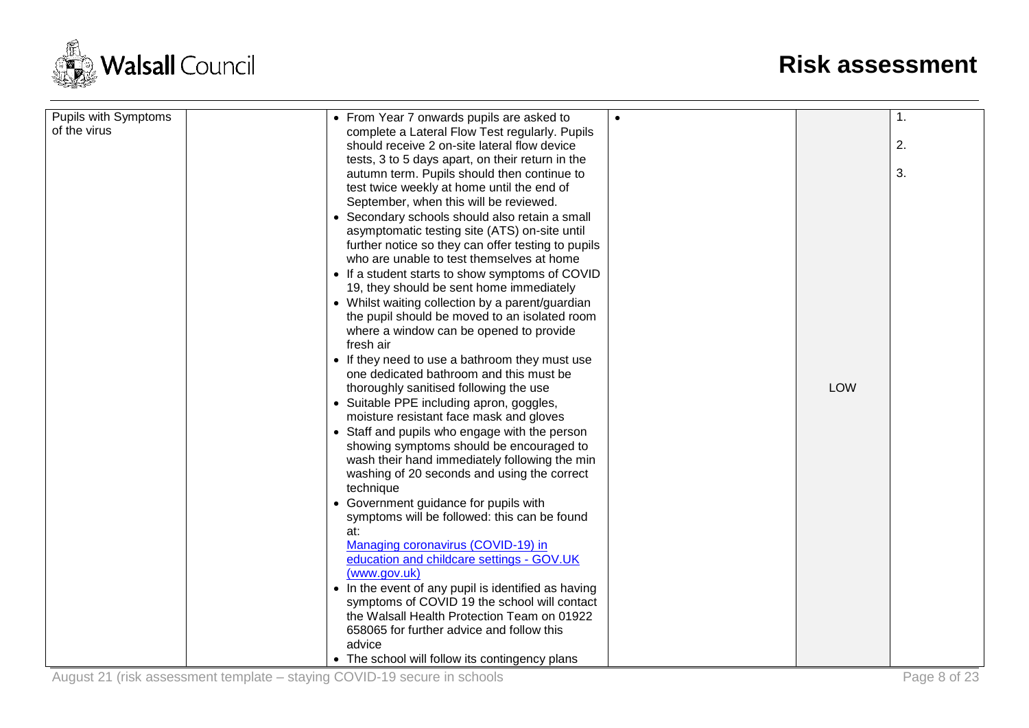| Pupils with Symptoms of the virus | | • From Year 7 onwards pupils are asked to complete a Lateral Flow Test regularly. Pupils should receive 2 on-site lateral flow device tests, 3 to 5 days apart, on their return in the autumn term. Pupils should then continue to test twice weekly at home until the end of September, when this will be reviewed.<br>• Secondary schools should also retain a small asymptomatic testing site (ATS) on-site until further notice so they can offer testing to pupils who are unable to test themselves at home<br>• If a student starts to show symptoms of COVID 19, they should be sent home immediately<br>• Whilst waiting collection by a parent/guardian the pupil should be moved to an isolated room where a window can be opened to provide fresh air<br>• If they need to use a bathroom they must use one dedicated bathroom and this must be thoroughly sanitised following the use<br>• Suitable PPE including apron, goggles, moisture resistant face mask and gloves<br>• Staff and pupils who engage with the person showing symptoms should be encouraged to wash their hand immediately following the min washing of 20 seconds and using the correct technique<br>• Government guidance for pupils with symptoms will be followed: this can be found at:<br>[Managing coronavirus (COVID-19) in education and childcare settings - GOV.UK (www.gov.uk)]<br>• In the event of any pupil is identified as having symptoms of COVID 19 the school will contact the Walsall Health Protection Team on 01922 658065 for further advice and follow this advice<br>• The school will follow its contingency plans | • | LOW | 1.<br><br>2.<br><br>3. |
|---|---|---|---|---|---|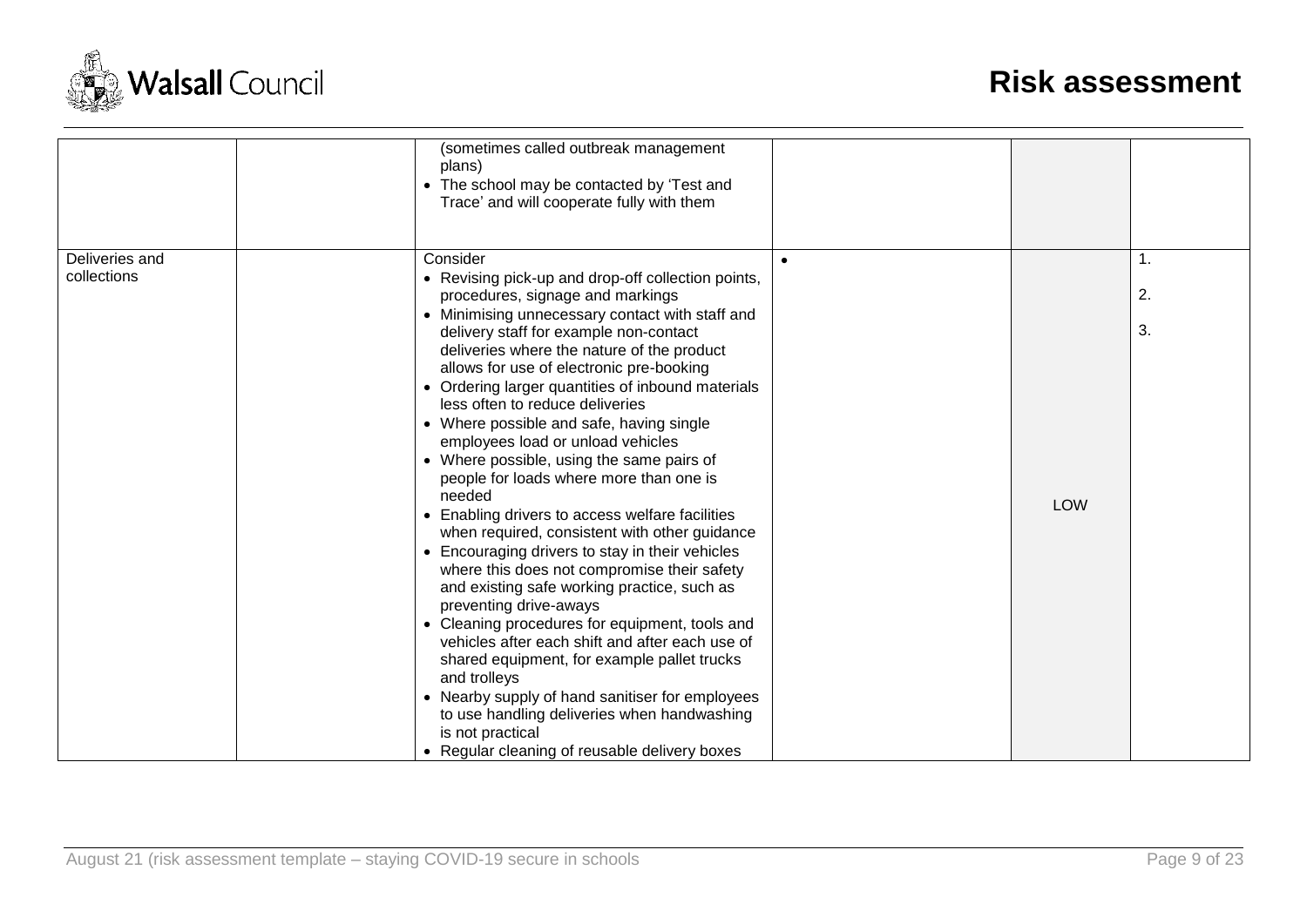| | | | | | |
|---|---|---|---|---|---|
| | | (sometimes called outbreak management plans)<br>• The school may be contacted by 'Test and Trace' and will cooperate fully with them | | | |
| Deliveries and collections | | Consider<br>• Revising pick-up and drop-off collection points, procedures, signage and markings<br>• Minimising unnecessary contact with staff and delivery staff for example non-contact deliveries where the nature of the product allows for use of electronic pre-booking<br>• Ordering larger quantities of inbound materials less often to reduce deliveries<br>• Where possible and safe, having single employees load or unload vehicles<br>• Where possible, using the same pairs of people for loads where more than one is needed<br>• Enabling drivers to access welfare facilities when required, consistent with other guidance<br>• Encouraging drivers to stay in their vehicles where this does not compromise their safety and existing safe working practice, such as preventing drive-aways<br>• Cleaning procedures for equipment, tools and vehicles after each shift and after each use of shared equipment, for example pallet trucks and trolleys<br>• Nearby supply of hand sanitiser for employees to use handling deliveries when handwashing is not practical<br>• Regular cleaning of reusable delivery boxes | • | LOW | 1.<br>2.<br>3. |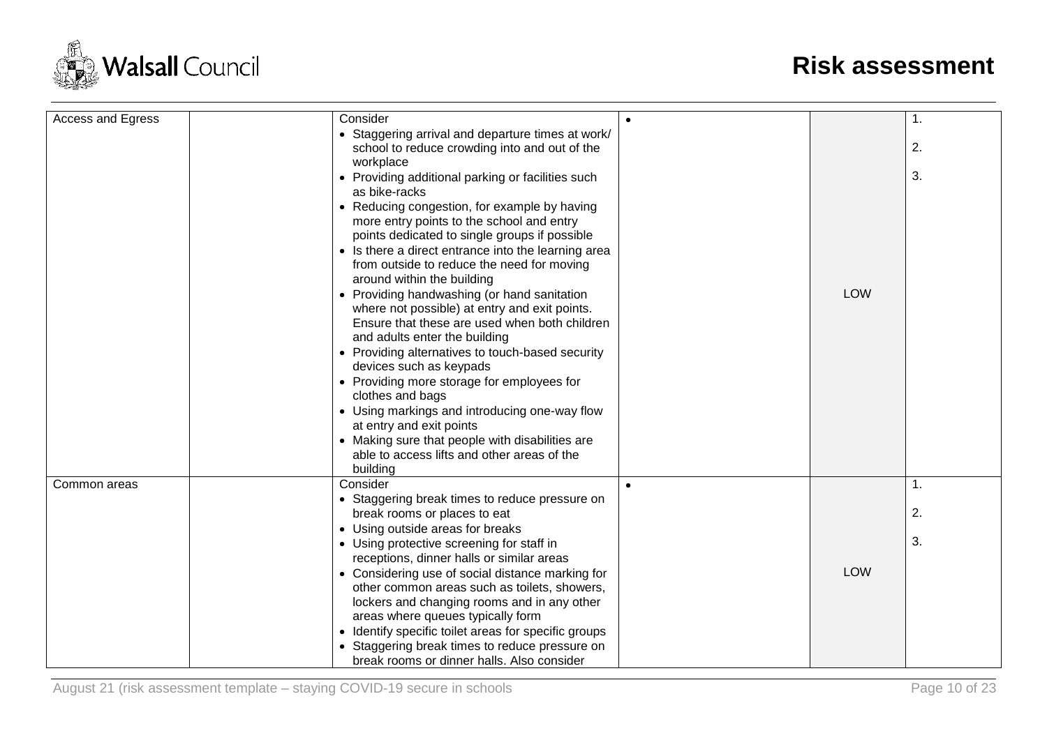| | | | | | |
|---|---|---|---|---|---|
| Access and Egress | | Consider<br>• Staggering arrival and departure times at work/ school to reduce crowding into and out of the workplace<br>• Providing additional parking or facilities such as bike-racks<br>• Reducing congestion, for example by having more entry points to the school and entry points dedicated to single groups if possible<br>• Is there a direct entrance into the learning area from outside to reduce the need for moving around within the building<br>• Providing handwashing (or hand sanitation where not possible) at entry and exit points. Ensure that these are used when both children and adults enter the building<br>• Providing alternatives to touch-based security devices such as keypads<br>• Providing more storage for employees for clothes and bags<br>• Using markings and introducing one-way flow at entry and exit points<br>• Making sure that people with disabilities are able to access lifts and other areas of the building | • | LOW | 1.<br>2.<br>3. |
| Common areas | | Consider<br>• Staggering break times to reduce pressure on break rooms or places to eat<br>• Using outside areas for breaks<br>• Using protective screening for staff in receptions, dinner halls or similar areas<br>• Considering use of social distance marking for other common areas such as toilets, showers, lockers and changing rooms and in any other areas where queues typically form<br>• Identify specific toilet areas for specific groups<br>• Staggering break times to reduce pressure on break rooms or dinner halls. Also consider | • | LOW | 1.<br>2.<br>3. |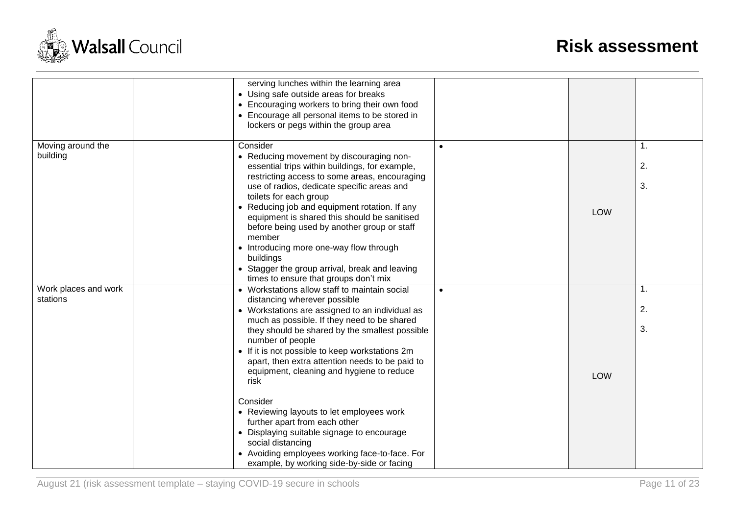# Risk assessment

| | | | | | |
|---|---|---|---|---|---|
| | | serving lunches within the learning area<br>• Using safe outside areas for breaks<br>• Encouraging workers to bring their own food<br>• Encourage all personal items to be stored in lockers or pegs within the group area | | | |
| Moving around the building | | Consider<br>• Reducing movement by discouraging non-essential trips within buildings, for example, restricting access to some areas, encouraging use of radios, dedicate specific areas and toilets for each group<br>• Reducing job and equipment rotation. If any equipment is shared this should be sanitised before being used by another group or staff member<br>• Introducing more one-way flow through buildings<br>• Stagger the group arrival, break and leaving times to ensure that groups don't mix | • | LOW | 1.<br>2.<br>3. |
| Work places and work stations | | • Workstations allow staff to maintain social distancing wherever possible<br>• Workstations are assigned to an individual as much as possible. If they need to be shared they should be shared by the smallest possible number of people<br>• If it is not possible to keep workstations 2m apart, then extra attention needs to be paid to equipment, cleaning and hygiene to reduce risk<br><br>Consider<br>• Reviewing layouts to let employees work further apart from each other<br>• Displaying suitable signage to encourage social distancing<br>• Avoiding employees working face-to-face. For example, by working side-by-side or facing | • | LOW | 1.<br>2.<br>3. |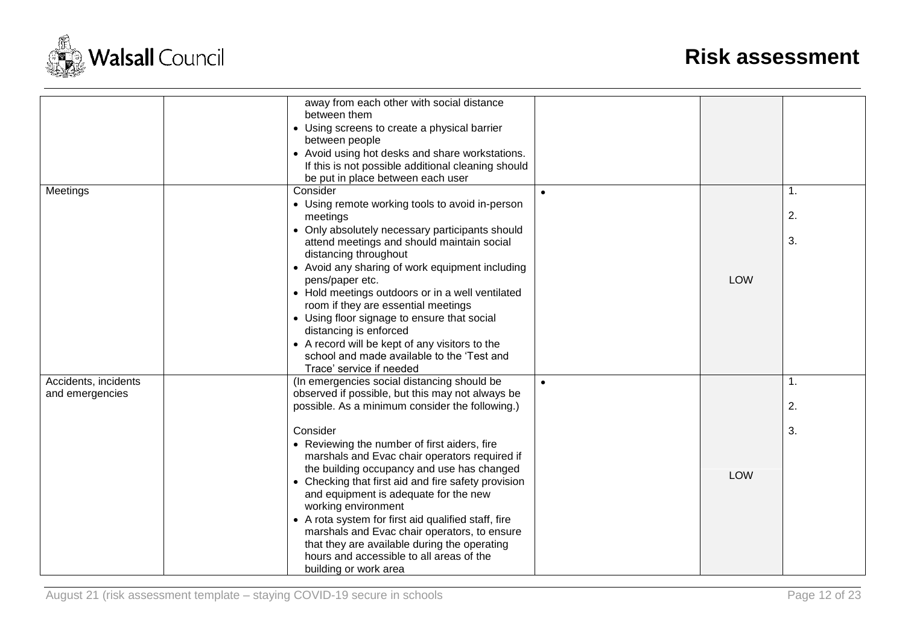| | | | | | |
|---|---|---|---|---|---|
| | | away from each other with social distance between them<br>• Using screens to create a physical barrier between people<br>• Avoid using hot desks and share workstations. If this is not possible additional cleaning should be put in place between each user | | | |
| Meetings | | Consider<br>• Using remote working tools to avoid in-person meetings<br>• Only absolutely necessary participants should attend meetings and should maintain social distancing throughout<br>• Avoid any sharing of work equipment including pens/paper etc.<br>• Hold meetings outdoors or in a well ventilated room if they are essential meetings<br>• Using floor signage to ensure that social distancing is enforced<br>• A record will be kept of any visitors to the school and made available to the 'Test and Trace' service if needed | • | LOW | 1.<br>2.<br>3. |
| Accidents, incidents and emergencies | | (In emergencies social distancing should be observed if possible, but this may not always be possible. As a minimum consider the following.)<br><br>Consider<br>• Reviewing the number of first aiders, fire marshals and Evac chair operators required if the building occupancy and use has changed<br>• Checking that first aid and fire safety provision and equipment is adequate for the new working environment<br>• A rota system for first aid qualified staff, fire marshals and Evac chair operators, to ensure that they are available during the operating hours and accessible to all areas of the building or work area | • | LOW | 1.<br>2.<br>3. |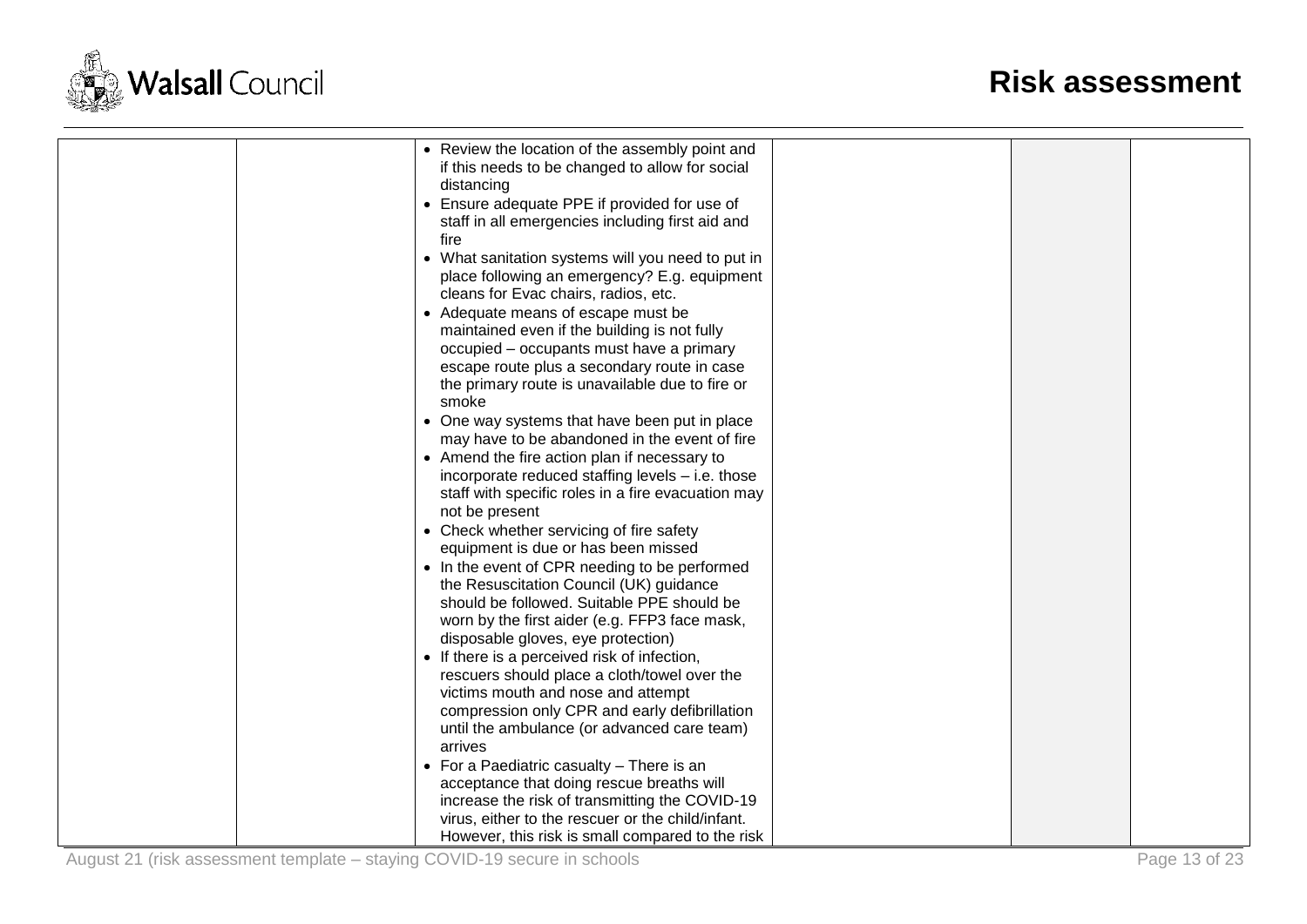| | | | | | |
|---|---|---|---|---|---|
| | | • Review the location of the assembly point and if this needs to be changed to allow for social distancing<br>• Ensure adequate PPE if provided for use of staff in all emergencies including first aid and fire<br>• What sanitation systems will you need to put in place following an emergency? E.g. equipment cleans for Evac chairs, radios, etc.<br>• Adequate means of escape must be maintained even if the building is not fully occupied – occupants must have a primary escape route plus a secondary route in case the primary route is unavailable due to fire or smoke<br>• One way systems that have been put in place may have to be abandoned in the event of fire<br>• Amend the fire action plan if necessary to incorporate reduced staffing levels – i.e. those staff with specific roles in a fire evacuation may not be present<br>• Check whether servicing of fire safety equipment is due or has been missed<br>• In the event of CPR needing to be performed the Resuscitation Council (UK) guidance should be followed. Suitable PPE should be worn by the first aider (e.g. FFP3 face mask, disposable gloves, eye protection)<br>• If there is a perceived risk of infection, rescuers should place a cloth/towel over the victims mouth and nose and attempt compression only CPR and early defibrillation until the ambulance (or advanced care team) arrives<br>• For a Paediatric casualty – There is an acceptance that doing rescue breaths will increase the risk of transmitting the COVID-19 virus, either to the rescuer or the child/infant. However, this risk is small compared to the risk | | | |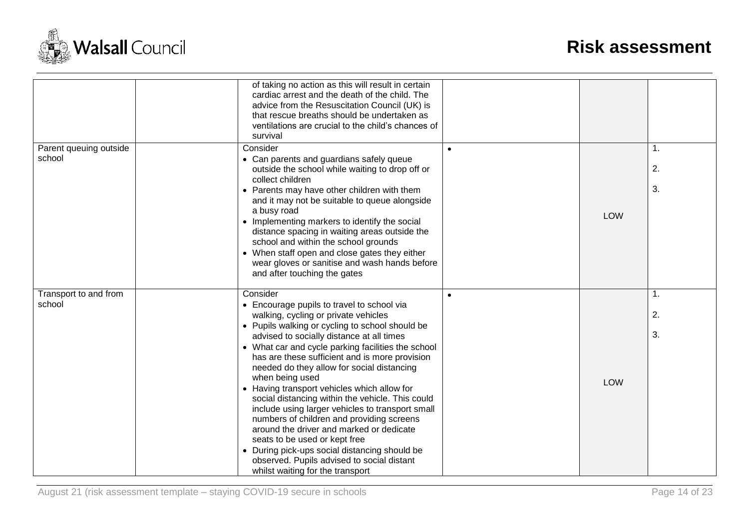| | | | | | |
|---|---|---|---|---|---|
| | | of taking no action as this will result in certain cardiac arrest and the death of the child. The advice from the Resuscitation Council (UK) is that rescue breaths should be undertaken as ventilations are crucial to the child's chances of survival | | | |
| Parent queuing outside school | | Consider<br>• Can parents and guardians safely queue outside the school while waiting to drop off or collect children<br>• Parents may have other children with them and it may not be suitable to queue alongside a busy road<br>• Implementing markers to identify the social distance spacing in waiting areas outside the school and within the school grounds<br>• When staff open and close gates they either wear gloves or sanitise and wash hands before and after touching the gates | • | LOW | 1.<br>2.<br>3. |
| Transport to and from school | | Consider<br>• Encourage pupils to travel to school via walking, cycling or private vehicles<br>• Pupils walking or cycling to school should be advised to socially distance at all times<br>• What car and cycle parking facilities the school has are these sufficient and is more provision needed do they allow for social distancing when being used<br>• Having transport vehicles which allow for social distancing within the vehicle. This could include using larger vehicles to transport small numbers of children and providing screens around the driver and marked or dedicate seats to be used or kept free<br>• During pick-ups social distancing should be observed. Pupils advised to social distant whilst waiting for the transport | • | LOW | 1.<br>2.<br>3. |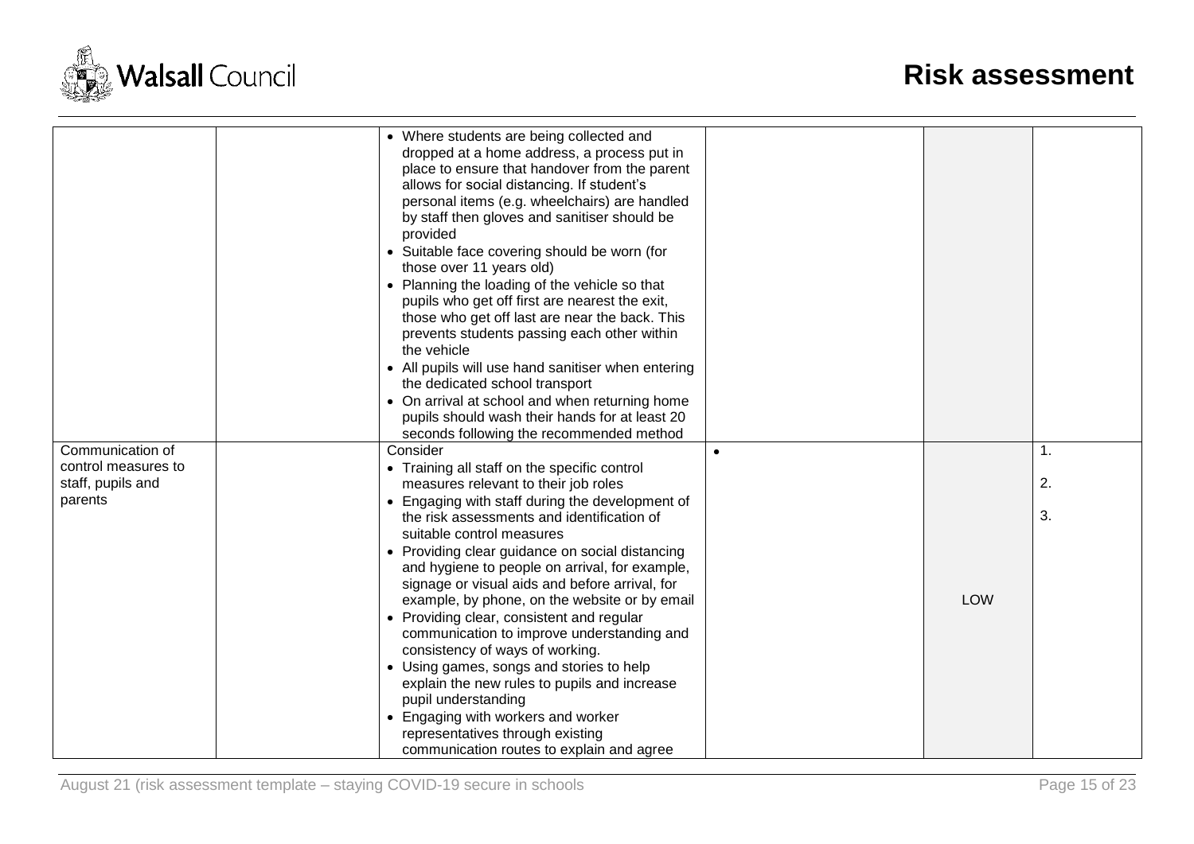# Risk assessment

| | | | | | |
|---|---|---|---|---|---|
| | | • Where students are being collected and dropped at a home address, a process put in place to ensure that handover from the parent allows for social distancing. If student's personal items (e.g. wheelchairs) are handled by staff then gloves and sanitiser should be provided<br>• Suitable face covering should be worn (for those over 11 years old)<br>• Planning the loading of the vehicle so that pupils who get off first are nearest the exit, those who get off last are near the back. This prevents students passing each other within the vehicle<br>• All pupils will use hand sanitiser when entering the dedicated school transport<br>• On arrival at school and when returning home pupils should wash their hands for at least 20 seconds following the recommended method | | | |
| Communication of control measures to staff, pupils and parents | | Consider<br>• Training all staff on the specific control measures relevant to their job roles<br>• Engaging with staff during the development of the risk assessments and identification of suitable control measures<br>• Providing clear guidance on social distancing and hygiene to people on arrival, for example, signage or visual aids and before arrival, for example, by phone, on the website or by email<br>• Providing clear, consistent and regular communication to improve understanding and consistency of ways of working.<br>• Using games, songs and stories to help explain the new rules to pupils and increase pupil understanding<br>• Engaging with workers and worker representatives through existing communication routes to explain and agree | • | LOW | 1.<br>2.<br>3. |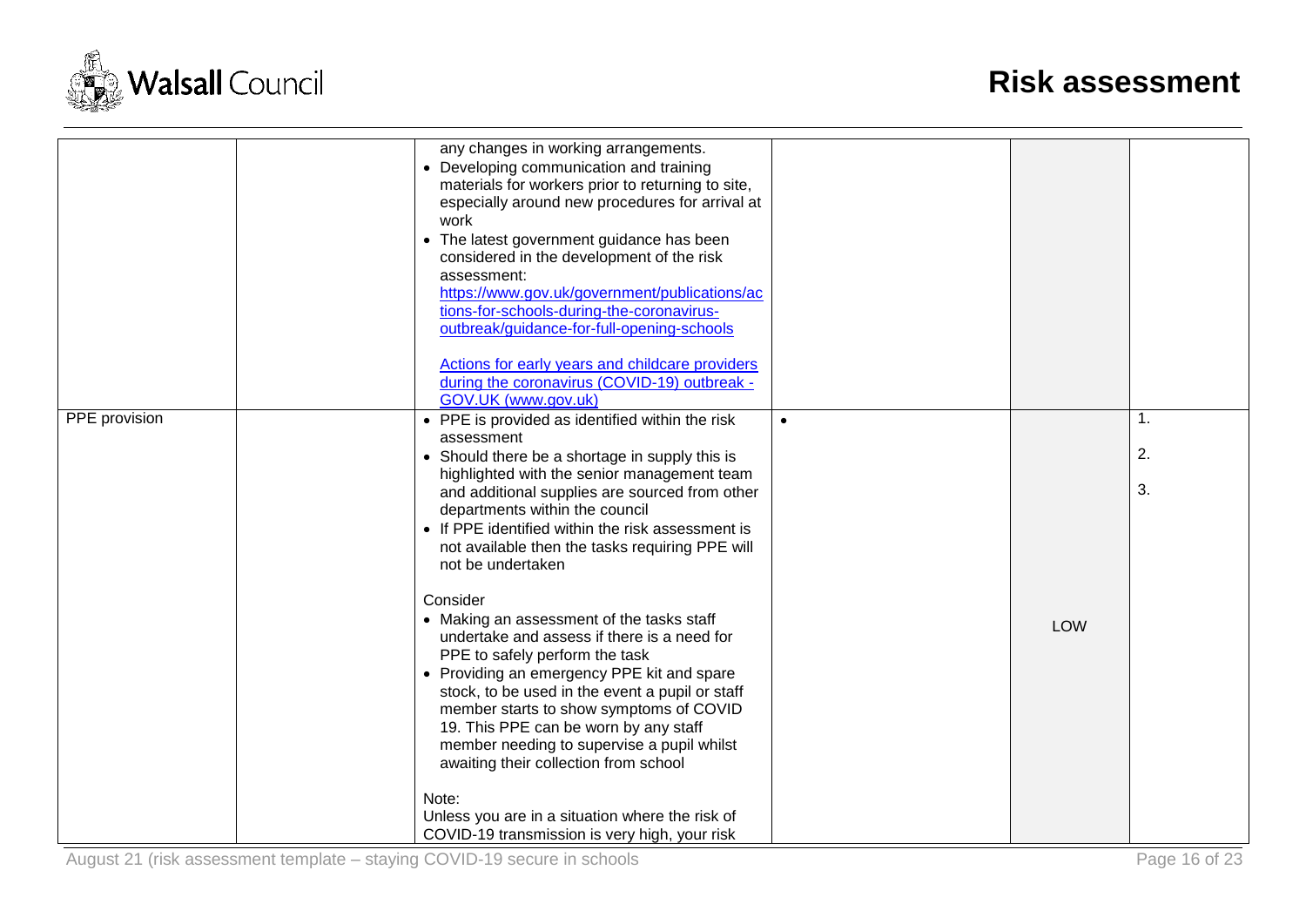| | | | | | |
|---|---|---|---|---|---|
| | | any changes in working arrangements.<br>• Developing communication and training materials for workers prior to returning to site, especially around new procedures for arrival at work<br>• The latest government guidance has been considered in the development of the risk assessment: [https://www.gov.uk/government/publications/actions-for-schools-during-the-coronavirus-outbreak/guidance-for-full-opening-schools](https://www.gov.uk/government/publications/actions-for-schools-during-the-coronavirus-outbreak/guidance-for-full-opening-schools)<br><br>[Actions for early years and childcare providers during the coronavirus (COVID-19) outbreak - GOV.UK (www.gov.uk)]() | | | |
| PPE provision | | • PPE is provided as identified within the risk assessment<br>• Should there be a shortage in supply this is highlighted with the senior management team and additional supplies are sourced from other departments within the council<br>• If PPE identified within the risk assessment is not available then the tasks requiring PPE will not be undertaken<br><br>Consider<br>• Making an assessment of the tasks staff undertake and assess if there is a need for PPE to safely perform the task<br>• Providing an emergency PPE kit and spare stock, to be used in the event a pupil or staff member starts to show symptoms of COVID 19. This PPE can be worn by any staff member needing to supervise a pupil whilst awaiting their collection from school<br><br>Note:<br>Unless you are in a situation where the risk of COVID-19 transmission is very high, your risk | • | LOW | 1.<br>2.<br>3. |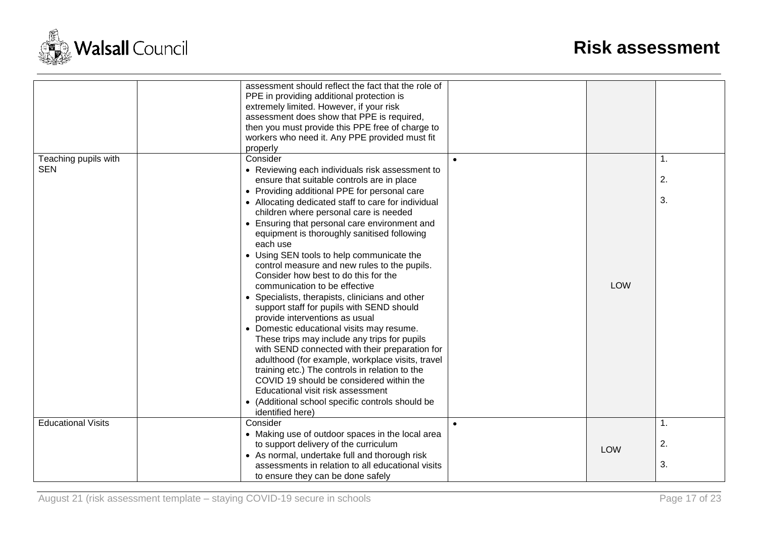| | | | | | |
|---|---|---|---|---|---|
| | | assessment should reflect the fact that the role of PPE in providing additional protection is extremely limited. However, if your risk assessment does show that PPE is required, then you must provide this PPE free of charge to workers who need it. Any PPE provided must fit properly | | | |
| Teaching pupils with SEN | | Consider<br>• Reviewing each individuals risk assessment to ensure that suitable controls are in place<br>• Providing additional PPE for personal care<br>• Allocating dedicated staff to care for individual children where personal care is needed<br>• Ensuring that personal care environment and equipment is thoroughly sanitised following each use<br>• Using SEN tools to help communicate the control measure and new rules to the pupils. Consider how best to do this for the communication to be effective<br>• Specialists, therapists, clinicians and other support staff for pupils with SEND should provide interventions as usual<br>• Domestic educational visits may resume. These trips may include any trips for pupils with SEND connected with their preparation for adulthood (for example, workplace visits, travel training etc.) The controls in relation to the COVID 19 should be considered within the Educational visit risk assessment<br>• (Additional school specific controls should be identified here) | • | LOW | 1.<br>2.<br>3. |
| Educational Visits | | Consider<br>• Making use of outdoor spaces in the local area to support delivery of the curriculum<br>• As normal, undertake full and thorough risk assessments in relation to all educational visits to ensure they can be done safely | • | LOW | 1.<br>2.<br>3. |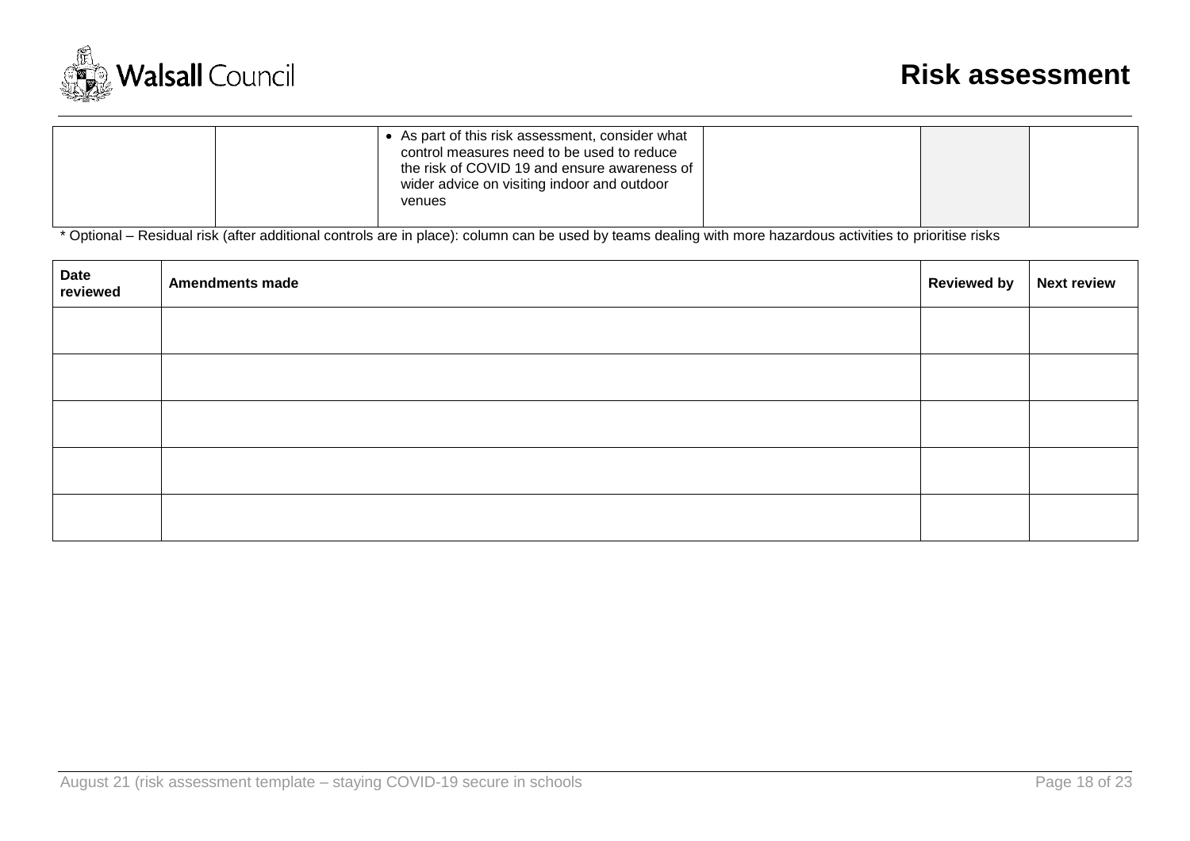| | | | | | |
|---|---|---|---|---|---|
| | | • As part of this risk assessment, consider what control measures need to be used to reduce the risk of COVID 19 and ensure awareness of wider advice on visiting indoor and outdoor venues | | | |

* Optional – Residual risk (after additional controls are in place): column can be used by teams dealing with more hazardous activities to prioritise risks

| Date reviewed | Amendments made | Reviewed by | Next review |
|---|---|---|---|
| | | | |
| | | | |
| | | | |
| | | | |
| | | | |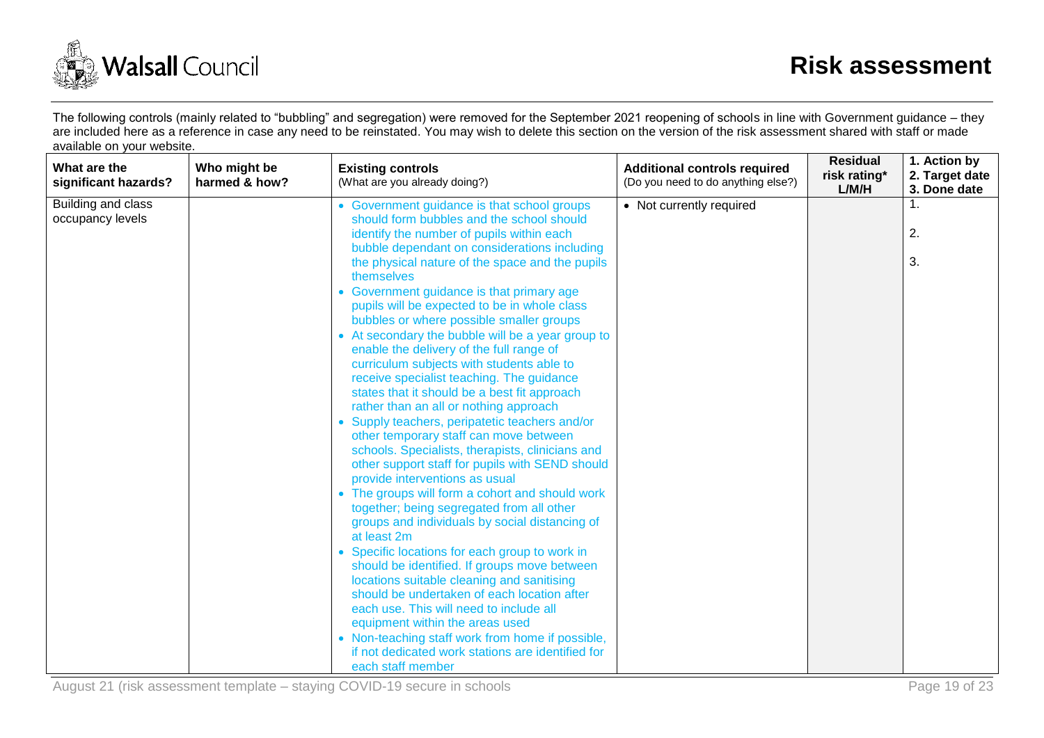The following controls (mainly related to "bubbling" and segregation) were removed for the September 2021 reopening of schools in line with Government guidance – they are included here as a reference in case any need to be reinstated. You may wish to delete this section on the version of the risk assessment shared with staff or made available on your website.

| What are the significant hazards? | Who might be harmed & how? | Existing controls (What are you already doing?) | Additional controls required (Do you need to do anything else?) | Residual risk rating* L/M/H | 1. Action by 2. Target date 3. Done date |
|---|---|---|---|---|---|
| Building and class occupancy levels | | • Government guidance is that school groups should form bubbles and the school should identify the number of pupils within each bubble dependant on considerations including the physical nature of the space and the pupils themselves<br>• Government guidance is that primary age pupils will be expected to be in whole class bubbles or where possible smaller groups<br>• At secondary the bubble will be a year group to enable the delivery of the full range of curriculum subjects with students able to receive specialist teaching. The guidance states that it should be a best fit approach rather than an all or nothing approach<br>• Supply teachers, peripatetic teachers and/or other temporary staff can move between schools. Specialists, therapists, clinicians and other support staff for pupils with SEND should provide interventions as usual<br>• The groups will form a cohort and should work together; being segregated from all other groups and individuals by social distancing of at least 2m<br>• Specific locations for each group to work in should be identified. If groups move between locations suitable cleaning and sanitising should be undertaken of each location after each use. This will need to include all equipment within the areas used<br>• Non-teaching staff work from home if possible, if not dedicated work stations are identified for each staff member | • Not currently required | | 1.<br>2.<br>3. |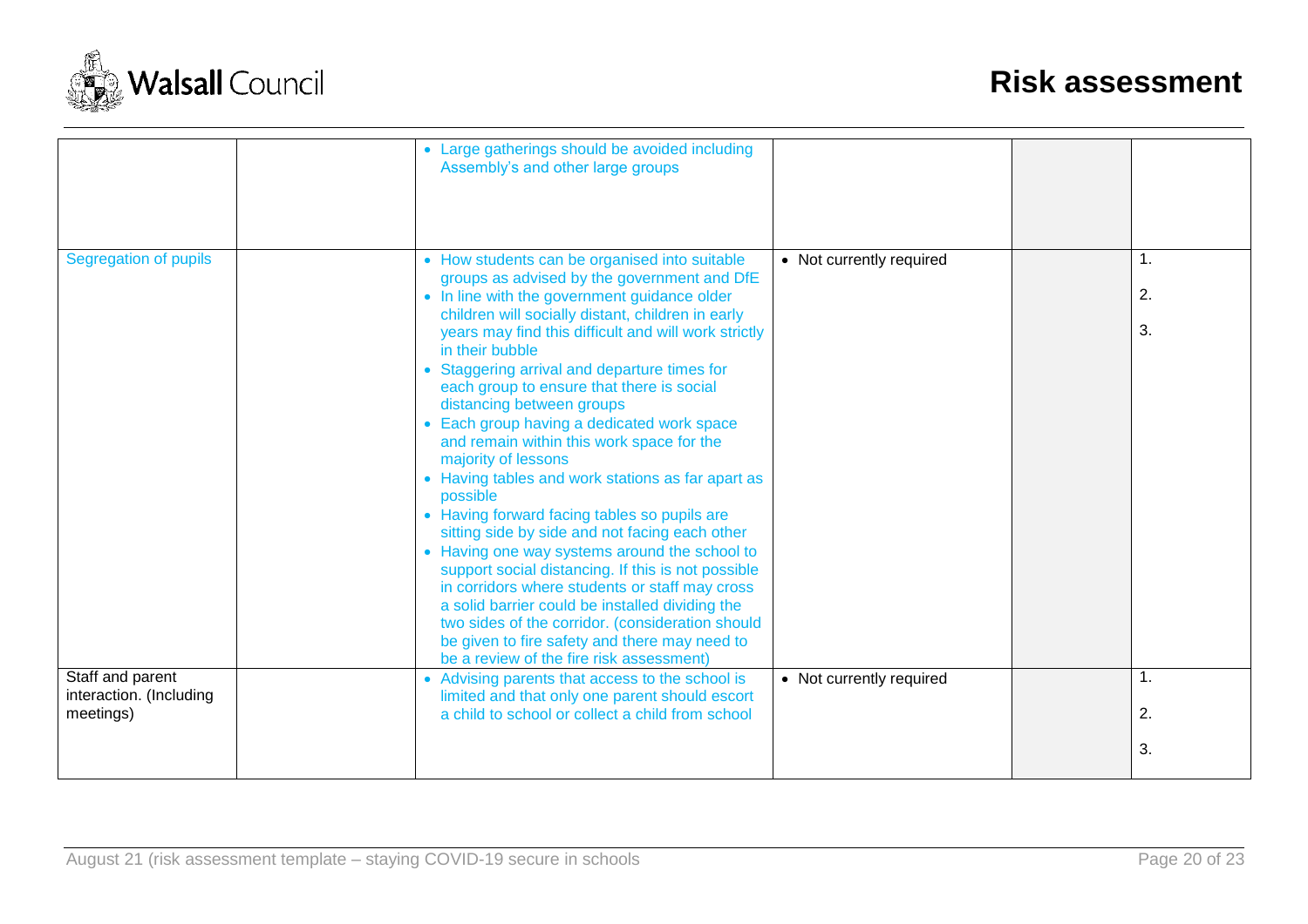| | | | | | |
|---|---|---|---|---|---|
| | | • Large gatherings should be avoided including Assembly's and other large groups | | | |
| Segregation of pupils | | • How students can be organised into suitable groups as advised by the government and DfE<br>• In line with the government guidance older children will socially distant, children in early years may find this difficult and will work strictly in their bubble<br>• Staggering arrival and departure times for each group to ensure that there is social distancing between groups<br>• Each group having a dedicated work space and remain within this work space for the majority of lessons<br>• Having tables and work stations as far apart as possible<br>• Having forward facing tables so pupils are sitting side by side and not facing each other<br>• Having one way systems around the school to support social distancing. If this is not possible in corridors where students or staff may cross a solid barrier could be installed dividing the two sides of the corridor. (consideration should be given to fire safety and there may need to be a review of the fire risk assessment) | • Not currently required | | 1.<br>2.<br>3. |
| Staff and parent interaction. (Including meetings) | | • Advising parents that access to the school is limited and that only one parent should escort a child to school or collect a child from school | • Not currently required | | 1.<br>2.<br>3. |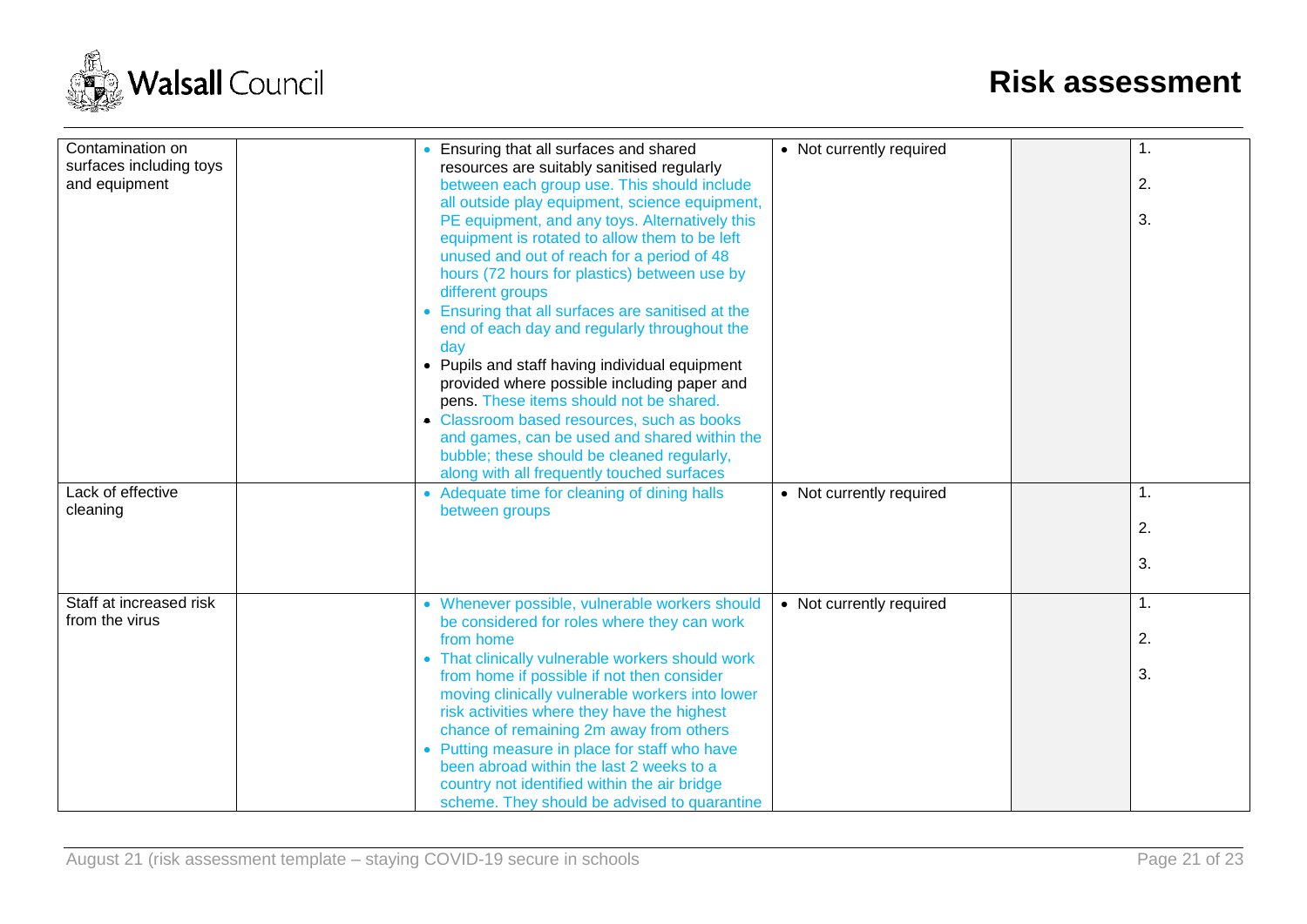| Contamination on surfaces including toys and equipment | | • Ensuring that all surfaces and shared resources are suitably sanitised regularly between each group use. This should include all outside play equipment, science equipment, PE equipment, and any toys. Alternatively this equipment is rotated to allow them to be left unused and out of reach for a period of 48 hours (72 hours for plastics) between use by different groups<br>• Ensuring that all surfaces are sanitised at the end of each day and regularly throughout the day<br>• Pupils and staff having individual equipment provided where possible including paper and pens. These items should not be shared.<br>• Classroom based resources, such as books and games, can be used and shared within the bubble; these should be cleaned regularly, along with all frequently touched surfaces | • Not currently required | | 1.<br>2.<br>3. |
|---|---|---|---|---|---|
| Lack of effective cleaning | | • Adequate time for cleaning of dining halls between groups | • Not currently required | | 1.<br>2.<br>3. |
| Staff at increased risk from the virus | | • Whenever possible, vulnerable workers should be considered for roles where they can work from home<br>• That clinically vulnerable workers should work from home if possible if not then consider moving clinically vulnerable workers into lower risk activities where they have the highest chance of remaining 2m away from others<br>• Putting measure in place for staff who have been abroad within the last 2 weeks to a country not identified within the air bridge scheme. They should be advised to quarantine | • Not currently required | | 1.<br>2.<br>3. |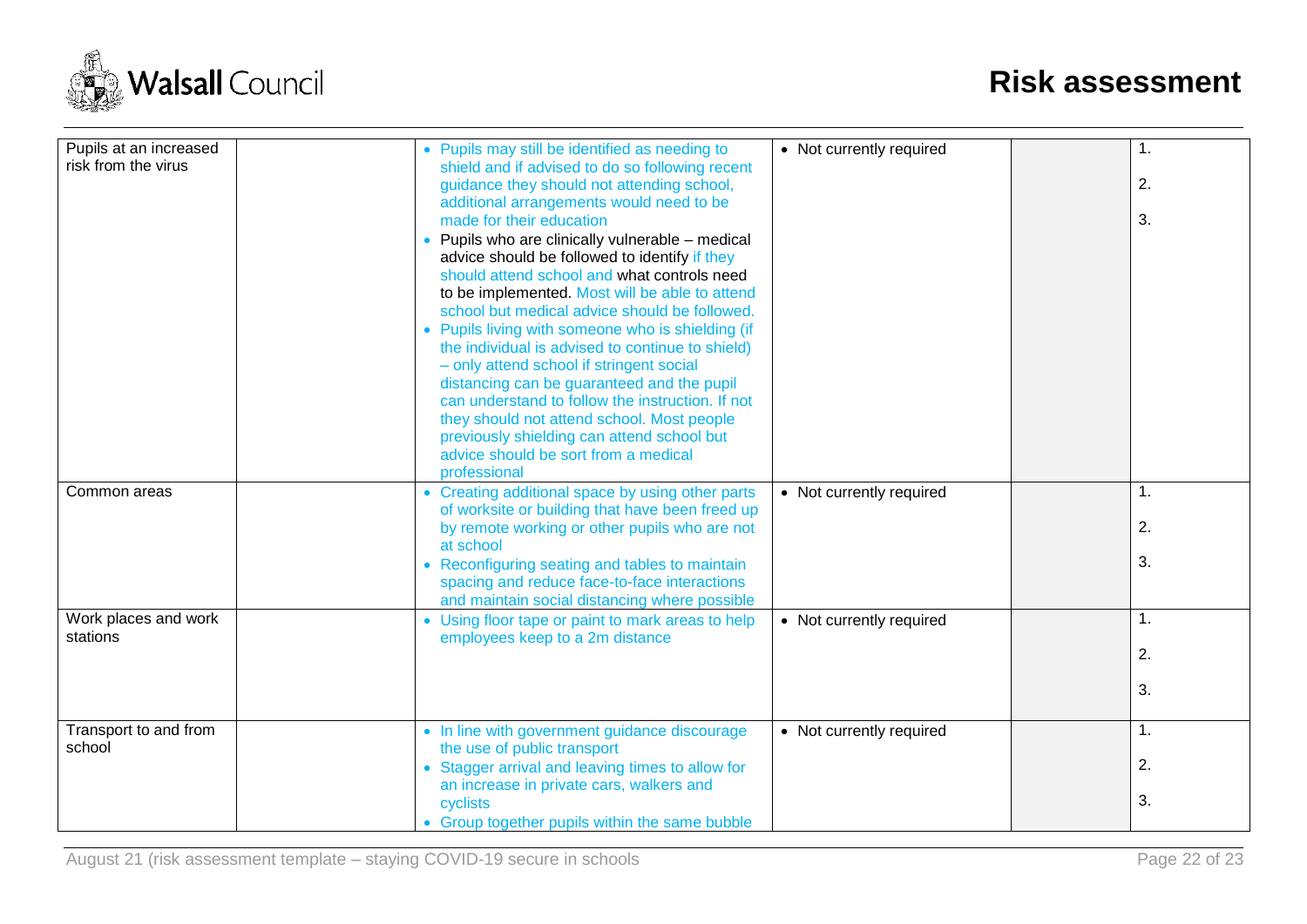| Pupils at an increased risk from the virus | | • Pupils may still be identified as needing to shield and if advised to do so following recent guidance they should not attending school, additional arrangements would need to be made for their education<br>• Pupils who are clinically vulnerable – medical advice should be followed to identify if they should attend school and what controls need to be implemented. Most will be able to attend school but medical advice should be followed.<br>• Pupils living with someone who is shielding (if the individual is advised to continue to shield) – only attend school if stringent social distancing can be guaranteed and the pupil can understand to follow the instruction. If not they should not attend school. Most people previously shielding can attend school but advice should be sort from a medical professional | • Not currently required | | 1.<br>2.<br>3. |
|---|---|---|---|---|---|
| Common areas | | • Creating additional space by using other parts of worksite or building that have been freed up by remote working or other pupils who are not at school<br>• Reconfiguring seating and tables to maintain spacing and reduce face-to-face interactions and maintain social distancing where possible | • Not currently required | | 1.<br>2.<br>3. |
| Work places and work stations | | • Using floor tape or paint to mark areas to help employees keep to a 2m distance | • Not currently required | | 1.<br>2.<br>3. |
| Transport to and from school | | • In line with government guidance discourage the use of public transport<br>• Stagger arrival and leaving times to allow for an increase in private cars, walkers and cyclists<br>• Group together pupils within the same bubble | • Not currently required | | 1.<br>2.<br>3. |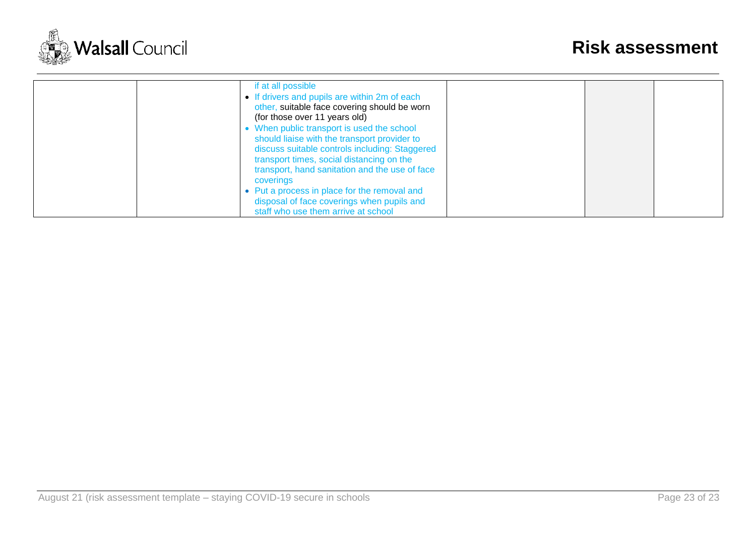| | | | | | |
|---|---|---|---|---|---|
| | | if at all possible<br>• If drivers and pupils are within 2m of each other, suitable face covering should be worn (for those over 11 years old)<br>• When public transport is used the school should liaise with the transport provider to discuss suitable controls including: Staggered transport times, social distancing on the transport, hand sanitation and the use of face coverings<br>• Put a process in place for the removal and disposal of face coverings when pupils and staff who use them arrive at school | | | |